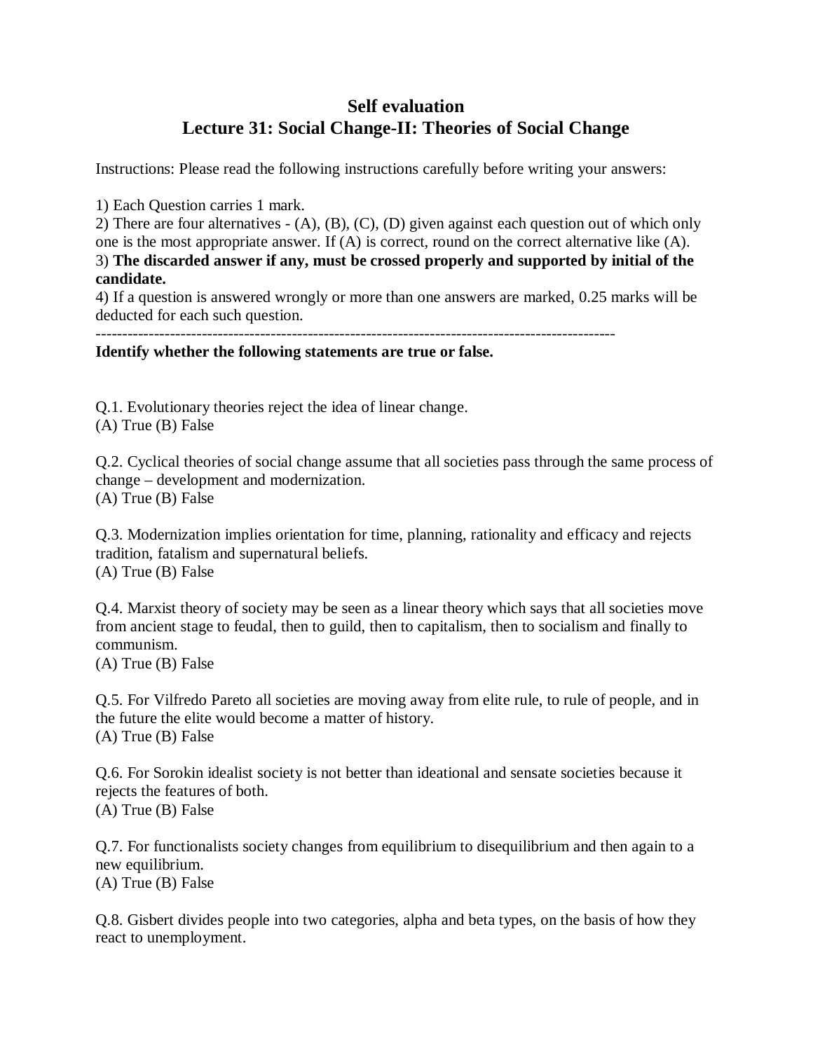# Self evaluation
## Lecture 31: Social Change-II: Theories of Social Change

Instructions: Please read the following instructions carefully before writing your answers:

1) Each Question carries 1 mark.
2) There are four alternatives - (A), (B), (C), (D) given against each question out of which only one is the most appropriate answer. If (A) is correct, round on the correct alternative like (A).
3) **The discarded answer if any, must be crossed properly and supported by initial of the candidate.**
4) If a question is answered wrongly or more than one answers are marked, 0.25 marks will be deducted for each such question.

---

**Identify whether the following statements are true or false.**

Q.1. Evolutionary theories reject the idea of linear change.
(A) True (B) False

Q.2. Cyclical theories of social change assume that all societies pass through the same process of change – development and modernization.
(A) True (B) False

Q.3. Modernization implies orientation for time, planning, rationality and efficacy and rejects tradition, fatalism and supernatural beliefs.
(A) True (B) False

Q.4. Marxist theory of society may be seen as a linear theory which says that all societies move from ancient stage to feudal, then to guild, then to capitalism, then to socialism and finally to communism.
(A) True (B) False

Q.5. For Vilfredo Pareto all societies are moving away from elite rule, to rule of people, and in the future the elite would become a matter of history.
(A) True (B) False

Q.6. For Sorokin idealist society is not better than ideational and sensate societies because it rejects the features of both.
(A) True (B) False

Q.7. For functionalists society changes from equilibrium to disequilibrium and then again to a new equilibrium.
(A) True (B) False

Q.8. Gisbert divides people into two categories, alpha and beta types, on the basis of how they react to unemployment.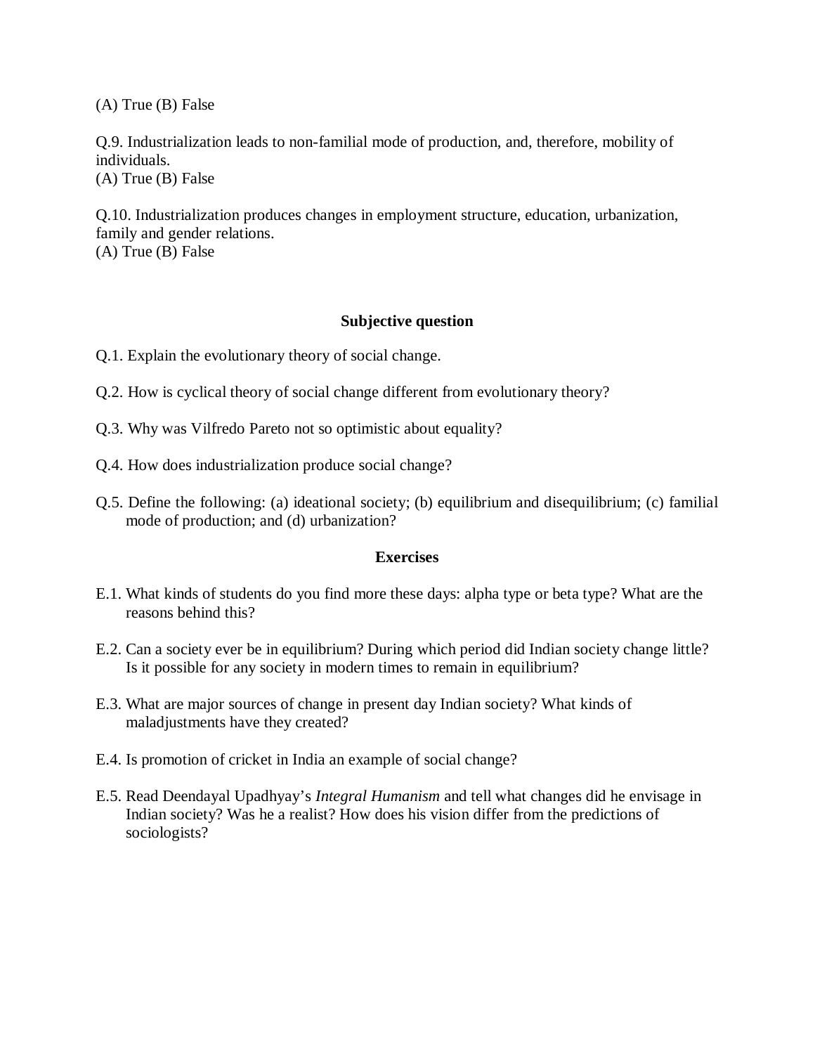(A) True (B) False

Q.9. Industrialization leads to non-familial mode of production, and, therefore, mobility of individuals.
(A) True (B) False

Q.10. Industrialization produces changes in employment structure, education, urbanization, family and gender relations.
(A) True (B) False

## Subjective question

Q.1. Explain the evolutionary theory of social change.

Q.2. How is cyclical theory of social change different from evolutionary theory?

Q.3. Why was Vilfredo Pareto not so optimistic about equality?

Q.4. How does industrialization produce social change?

Q.5. Define the following: (a) ideational society; (b) equilibrium and disequilibrium; (c) familial mode of production; and (d) urbanization?

## Exercises

E.1. What kinds of students do you find more these days: alpha type or beta type? What are the reasons behind this?

E.2. Can a society ever be in equilibrium? During which period did Indian society change little? Is it possible for any society in modern times to remain in equilibrium?

E.3. What are major sources of change in present day Indian society? What kinds of maladjustments have they created?

E.4. Is promotion of cricket in India an example of social change?

E.5. Read Deendayal Upadhyay's *Integral Humanism* and tell what changes did he envisage in Indian society? Was he a realist? How does his vision differ from the predictions of sociologists?